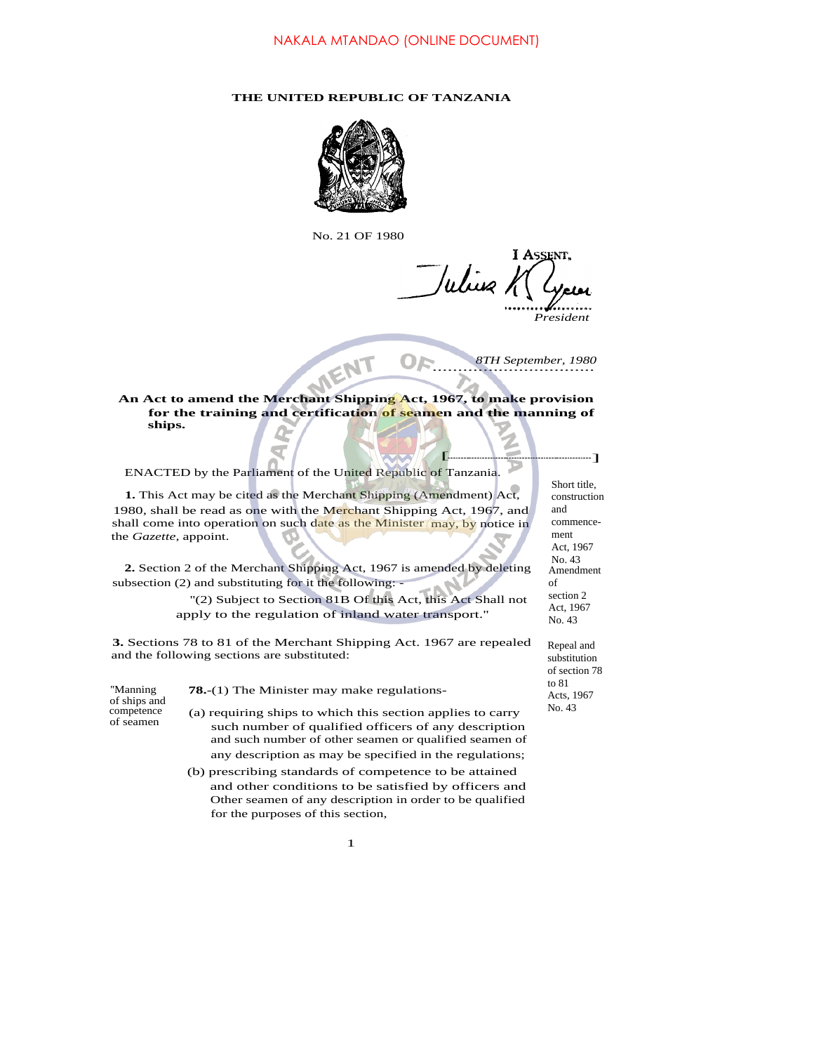NAKALA MTANDAO (ONLINE DOCUMENT)

**THE UNITED REPUBLIC OF TANZANIA**

No. 21 OF 1980

I ASSENT,

*President*

*8TH September, 1980*

**An Act to amend the Merchant Shipping Act, 1967, to make provision for the training and certification of seamen and the manning of ships.**

[..........................................]

ENACTED by the Parliament of the United Republic of Tanzania.

Short title, construction and commencement
Act, 1967 No. 43

**1.** This Act may be cited as the Merchant Shipping (Amendment) Act, 1980, shall be read as one with the Merchant Shipping Act, 1967, and shall come into operation on such date as the Minister may, by notice in the *Gazette*, appoint.

Amendment of section 2
Act, 1967 No. 43

**2.** Section 2 of the Merchant Shipping Act, 1967 is amended by deleting subsection (2) and substituting for it the following: -

"(2) Subject to Section 81B Of this Act, this Act Shall not apply to the regulation of inland water transport."

Repeal and substitution of section 78 to 81
Acts, 1967 No. 43

**3.** Sections 78 to 81 of the Merchant Shipping Act. 1967 are repealed and the following sections are substituted:

"Manning of ships and competence of seamen

**78.**-(1) The Minister may make regulations-

(a) requiring ships to which this section applies to carry such number of qualified officers of any description and such number of other seamen or qualified seamen of any description as may be specified in the regulations;

(b) prescribing standards of competence to be attained and other conditions to be satisfied by officers and Other seamen of any description in order to be qualified for the purposes of this section,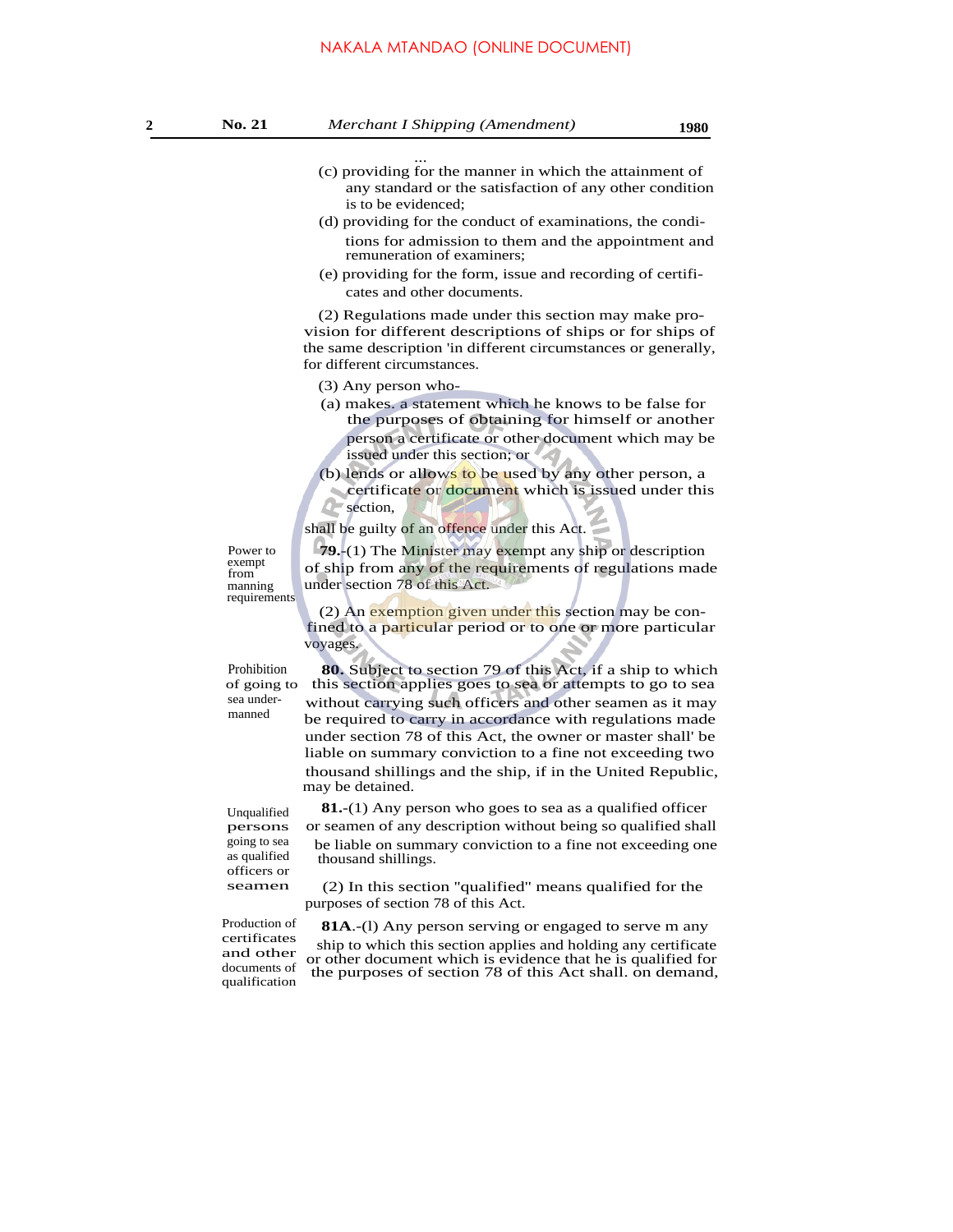...

(c) providing for the manner in which the attainment of any standard or the satisfaction of any other condition is to be evidenced;

(d) providing for the conduct of examinations, the conditions for admission to them and the appointment and remuneration of examiners;

(e) providing for the form, issue and recording of certificates and other documents.

(2) Regulations made under this section may make provision for different descriptions of ships or for ships of the same description 'in different circumstances or generally, for different circumstances.

(3) Any person who-

(a) makes. a statement which he knows to be false for the purposes of obtaining for himself or another person a certificate or other document which may be issued under this section; or

(b) lends or allows to be used by any other person, a certificate or document which is issued under this section,

shall be guilty of an offence under this Act.

Power to exempt from manning requirements

**79.**-(1) The Minister may exempt any ship or description of ship from any of the requirements of regulations made under section 78 of this Act.

(2) An exemption given under this section may be confined to a particular period or to one or more particular voyages.

Prohibition of going to sea undermanned

**80.** Subject to section 79 of this Act, if a ship to which this section applies goes to sea or attempts to go to sea without carrying such officers and other seamen as it may be required to carry in accordance with regulations made under section 78 of this Act, the owner or master shall' be liable on summary conviction to a fine not exceeding two thousand shillings and the ship, if in the United Republic, may be detained.

Unqualified persons going to sea as qualified officers or seamen

**81.**-(1) Any person who goes to sea as a qualified officer or seamen of any description without being so qualified shall be liable on summary conviction to a fine not exceeding one thousand shillings.

(2) In this section "qualified" means qualified for the purposes of section 78 of this Act.

Production of certificates and other documents of qualification

**81A**.-(l) Any person serving or engaged to serve m any ship to which this section applies and holding any certificate or other document which is evidence that he is qualified for the purposes of section 78 of this Act shall. on demand,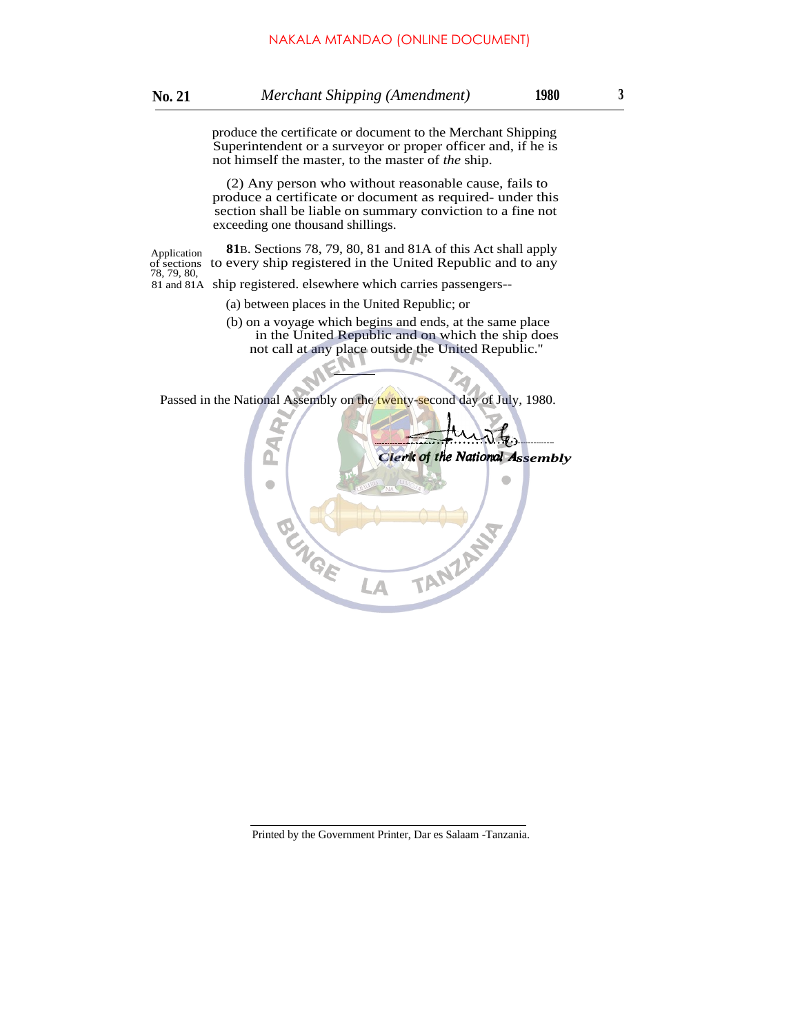produce the certificate or document to the Merchant Shipping Superintendent or a surveyor or proper officer and, if he is not himself the master, to the master of *the* ship.

(2) Any person who without reasonable cause, fails to produce a certificate or document as required- under this section shall be liable on summary conviction to a fine not exceeding one thousand shillings.

Application of sections 78, 79, 80, 81 and 81A

**81**B. Sections 78, 79, 80, 81 and 81A of this Act shall apply to every ship registered in the United Republic and to any ship registered. elsewhere which carries passengers--

(a) between places in the United Republic; or

(b) on a voyage which begins and ends, at the same place in the United Republic and on which the ship does not call at any place outside the United Republic."

---

Passed in the National Assembly on the twenty-second day of July, 1980.

*Clerk of the National Assembly*

Printed by the Government Printer, Dar es Salaam -Tanzania.